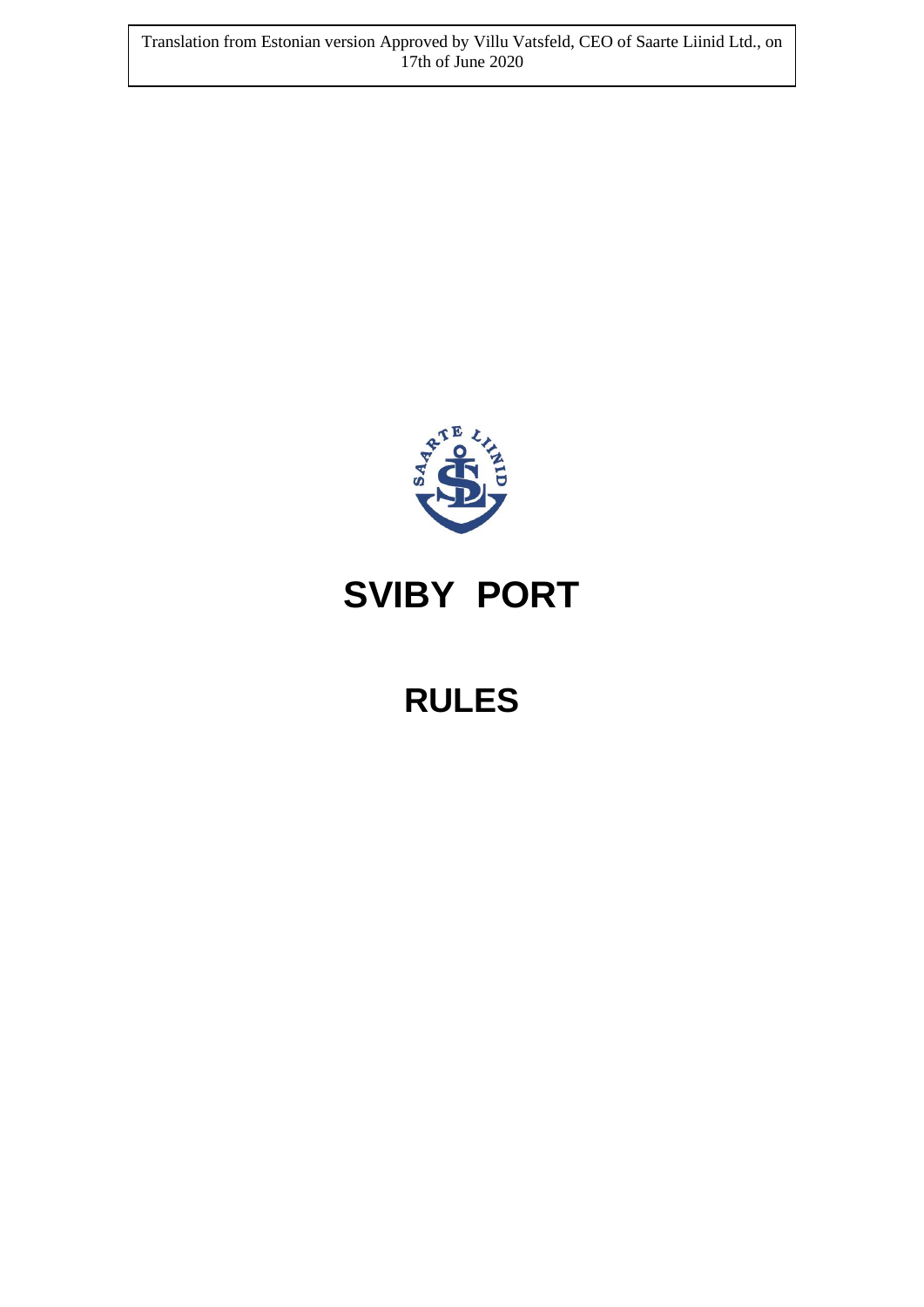Translation from Estonian version Approved by Villu Vatsfeld, CEO of Saarte Liinid Ltd., on 17th of June 2020

# SVIBY PORT

# RULES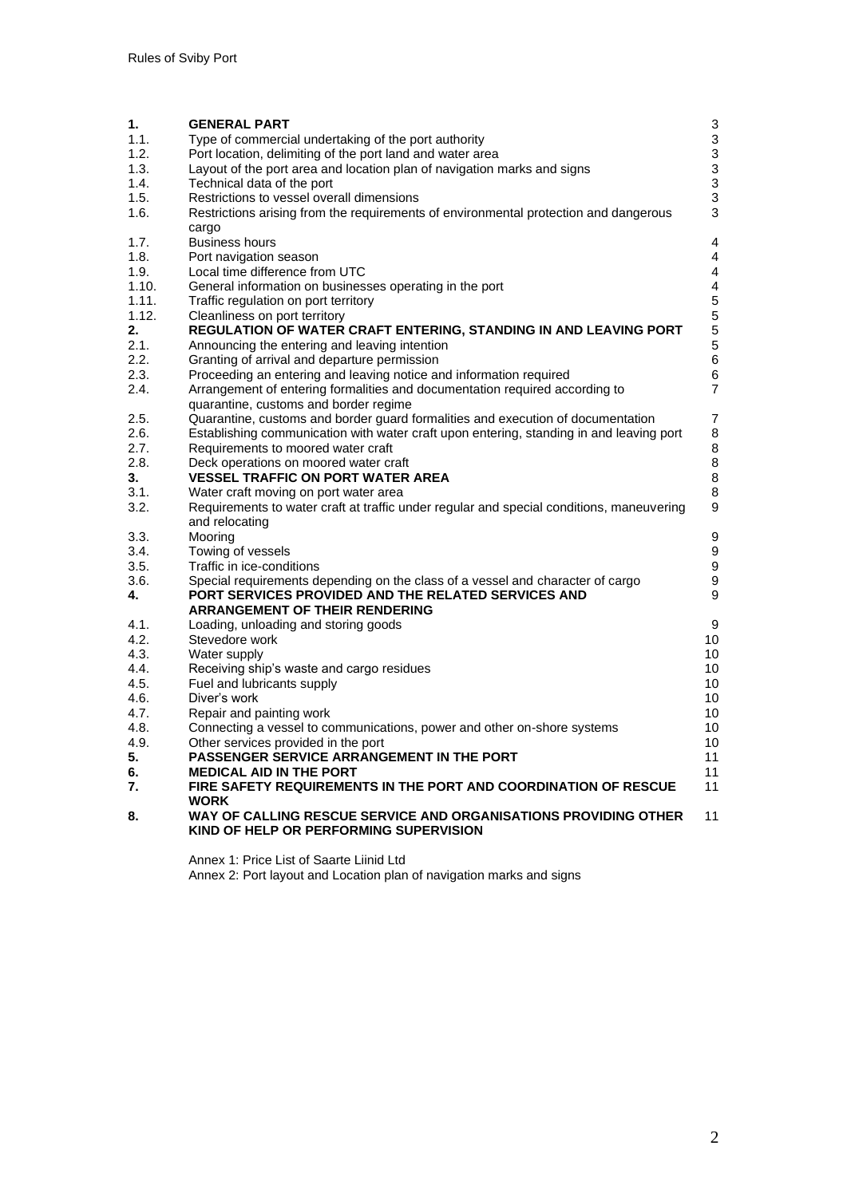| | | |
|---|---|---|
| **1.** | **GENERAL PART** | 3 |
| 1.1. | Type of commercial undertaking of the port authority | 3 |
| 1.2. | Port location, delimiting of the port land and water area | 3 |
| 1.3. | Layout of the port area and location plan of navigation marks and signs | 3 |
| 1.4. | Technical data of the port | 3 |
| 1.5. | Restrictions to vessel overall dimensions | 3 |
| 1.6. | Restrictions arising from the requirements of environmental protection and dangerous cargo | 3 |
| 1.7. | Business hours | 4 |
| 1.8. | Port navigation season | 4 |
| 1.9. | Local time difference from UTC | 4 |
| 1.10. | General information on businesses operating in the port | 4 |
| 1.11. | Traffic regulation on port territory | 5 |
| 1.12. | Cleanliness on port territory | 5 |
| **2.** | **REGULATION OF WATER CRAFT ENTERING, STANDING IN AND LEAVING PORT** | 5 |
| 2.1. | Announcing the entering and leaving intention | 5 |
| 2.2. | Granting of arrival and departure permission | 6 |
| 2.3. | Proceeding an entering and leaving notice and information required | 6 |
| 2.4. | Arrangement of entering formalities and documentation required according to quarantine, customs and border regime | 7 |
| 2.5. | Quarantine, customs and border guard formalities and execution of documentation | 7 |
| 2.6. | Establishing communication with water craft upon entering, standing in and leaving port | 8 |
| 2.7. | Requirements to moored water craft | 8 |
| 2.8. | Deck operations on moored water craft | 8 |
| **3.** | **VESSEL TRAFFIC ON PORT WATER AREA** | 8 |
| 3.1. | Water craft moving on port water area | 8 |
| 3.2. | Requirements to water craft at traffic under regular and special conditions, maneuvering and relocating | 9 |
| 3.3. | Mooring | 9 |
| 3.4. | Towing of vessels | 9 |
| 3.5. | Traffic in ice-conditions | 9 |
| 3.6. | Special requirements depending on the class of a vessel and character of cargo | 9 |
| **4.** | **PORT SERVICES PROVIDED AND THE RELATED SERVICES AND ARRANGEMENT OF THEIR RENDERING** | 9 |
| 4.1. | Loading, unloading and storing goods | 9 |
| 4.2. | Stevedore work | 10 |
| 4.3. | Water supply | 10 |
| 4.4. | Receiving ship's waste and cargo residues | 10 |
| 4.5. | Fuel and lubricants supply | 10 |
| 4.6. | Diver's work | 10 |
| 4.7. | Repair and painting work | 10 |
| 4.8. | Connecting a vessel to communications, power and other on-shore systems | 10 |
| 4.9. | Other services provided in the port | 10 |
| **5.** | **PASSENGER SERVICE ARRANGEMENT IN THE PORT** | 11 |
| **6.** | **MEDICAL AID IN THE PORT** | 11 |
| **7.** | **FIRE SAFETY REQUIREMENTS IN THE PORT AND COORDINATION OF RESCUE WORK** | 11 |
| **8.** | **WAY OF CALLING RESCUE SERVICE AND ORGANISATIONS PROVIDING OTHER KIND OF HELP OR PERFORMING SUPERVISION** | 11 |

Annex 1: Price List of Saarte Liinid Ltd

Annex 2: Port layout and Location plan of navigation marks and signs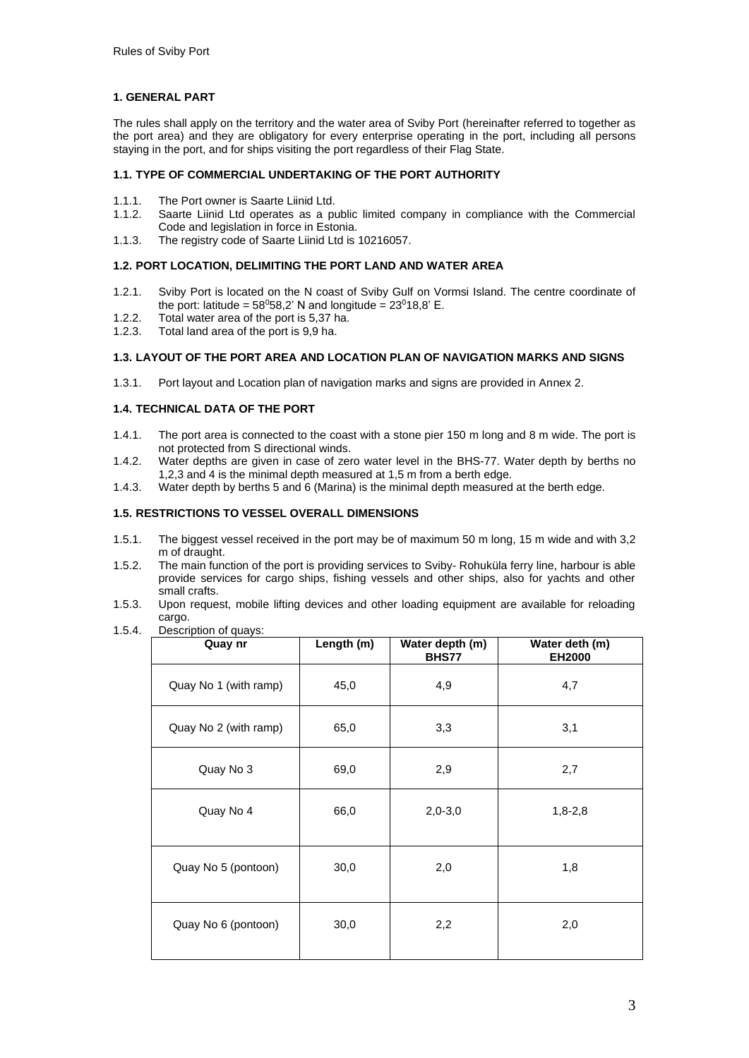## 1. GENERAL PART

The rules shall apply on the territory and the water area of Sviby Port (hereinafter referred to together as the port area) and they are obligatory for every enterprise operating in the port, including all persons staying in the port, and for ships visiting the port regardless of their Flag State.

### 1.1. TYPE OF COMMERCIAL UNDERTAKING OF THE PORT AUTHORITY

1.1.1. The Port owner is Saarte Liinid Ltd.

1.1.2. Saarte Liinid Ltd operates as a public limited company in compliance with the Commercial Code and legislation in force in Estonia.

1.1.3. The registry code of Saarte Liinid Ltd is 10216057.

### 1.2. PORT LOCATION, DELIMITING THE PORT LAND AND WATER AREA

1.2.1. Sviby Port is located on the N coast of Sviby Gulf on Vormsi Island. The centre coordinate of the port: latitude = 58⁰58,2' N and longitude = 23⁰18,8' E.

1.2.2. Total water area of the port is 5,37 ha.

1.2.3. Total land area of the port is 9,9 ha.

### 1.3. LAYOUT OF THE PORT AREA AND LOCATION PLAN OF NAVIGATION MARKS AND SIGNS

1.3.1. Port layout and Location plan of navigation marks and signs are provided in Annex 2.

### 1.4. TECHNICAL DATA OF THE PORT

1.4.1. The port area is connected to the coast with a stone pier 150 m long and 8 m wide. The port is not protected from S directional winds.

1.4.2. Water depths are given in case of zero water level in the BHS-77. Water depth by berths no 1,2,3 and 4 is the minimal depth measured at 1,5 m from a berth edge.

1.4.3. Water depth by berths 5 and 6 (Marina) is the minimal depth measured at the berth edge.

### 1.5. RESTRICTIONS TO VESSEL OVERALL DIMENSIONS

1.5.1. The biggest vessel received in the port may be of maximum 50 m long, 15 m wide and with 3,2 m of draught.

1.5.2. The main function of the port is providing services to Sviby- Rohuküla ferry line, harbour is able provide services for cargo ships, fishing vessels and other ships, also for yachts and other small crafts.

1.5.3. Upon request, mobile lifting devices and other loading equipment are available for reloading cargo.

1.5.4. Description of quays:

| Quay nr | Length (m) | Water depth (m) BHS77 | Water deth (m) EH2000 |
|---|---|---|---|
| Quay No 1 (with ramp) | 45,0 | 4,9 | 4,7 |
| Quay No 2 (with ramp) | 65,0 | 3,3 | 3,1 |
| Quay No 3 | 69,0 | 2,9 | 2,7 |
| Quay No 4 | 66,0 | 2,0-3,0 | 1,8-2,8 |
| Quay No 5 (pontoon) | 30,0 | 2,0 | 1,8 |
| Quay No 6 (pontoon) | 30,0 | 2,2 | 2,0 |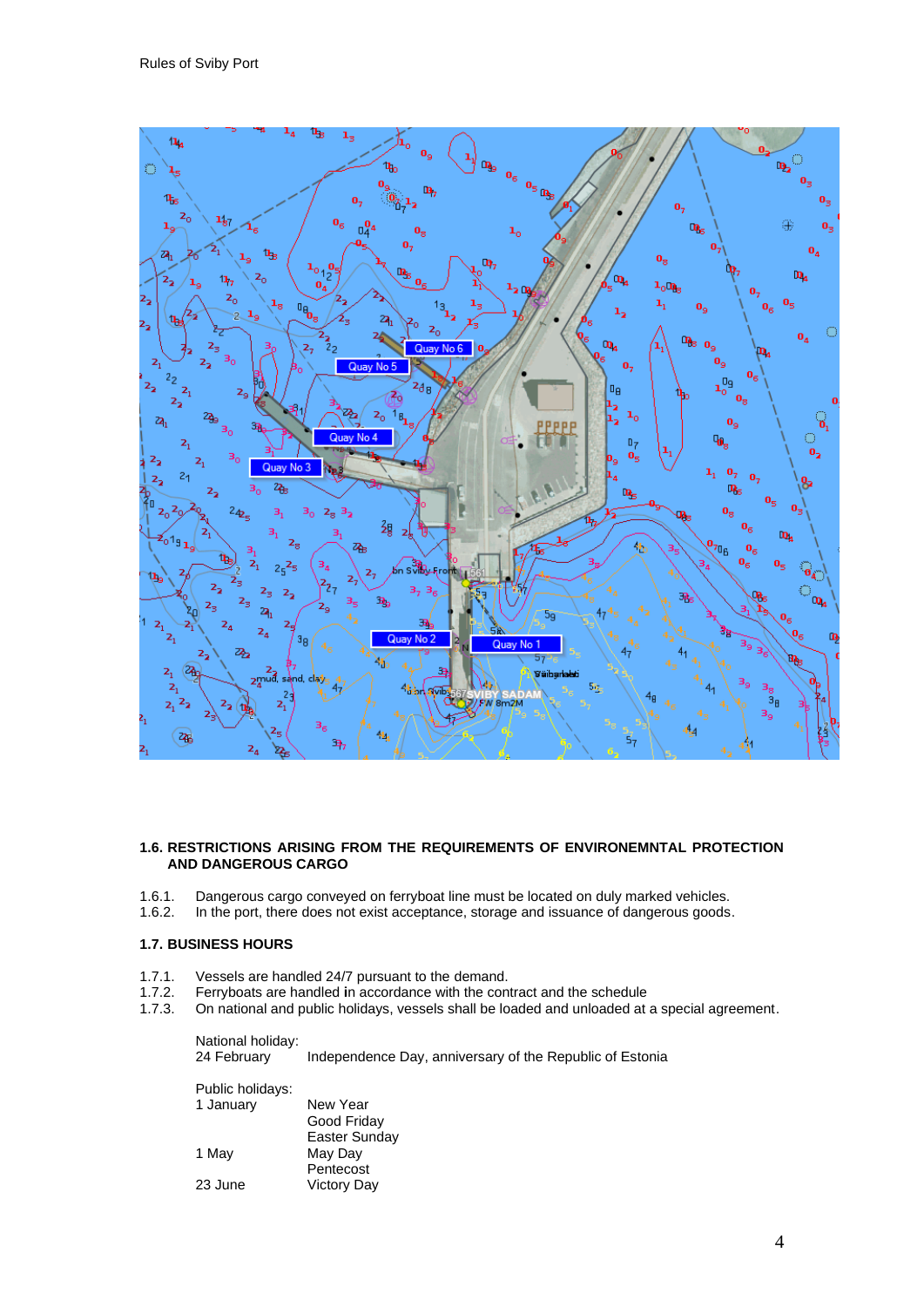## 1.6. RESTRICTIONS ARISING FROM THE REQUIREMENTS OF ENVIRONEMNTAL PROTECTION AND DANGEROUS CARGO

1.6.1. Dangerous cargo conveyed on ferryboat line must be located on duly marked vehicles.
1.6.2. In the port, there does not exist acceptance, storage and issuance of dangerous goods.

## 1.7. BUSINESS HOURS

1.7.1. Vessels are handled 24/7 pursuant to the demand.
1.7.2. Ferryboats are handled in accordance with the contract and the schedule
1.7.3. On national and public holidays, vessels shall be loaded and unloaded at a special agreement.

National holiday:

| | |
|---|---|
| 24 February | Independence Day, anniversary of the Republic of Estonia |

Public holidays:

| | |
|---|---|
| 1 January | New Year |
| | Good Friday |
| | Easter Sunday |
| 1 May | May Day |
| | Pentecost |
| 23 June | Victory Day |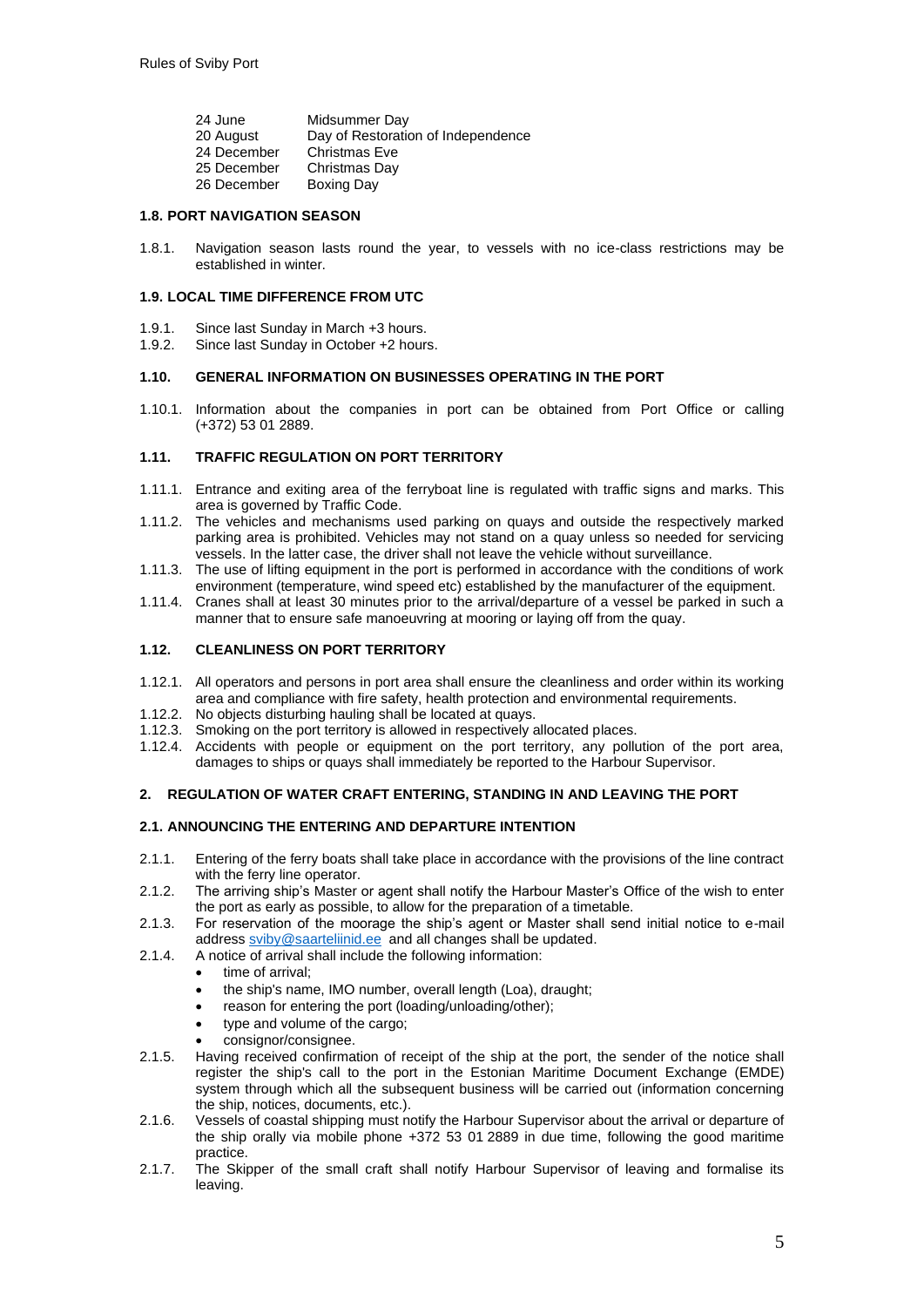| | |
|---|---|
| 24 June | Midsummer Day |
| 20 August | Day of Restoration of Independence |
| 24 December | Christmas Eve |
| 25 December | Christmas Day |
| 26 December | Boxing Day |

#### 1.8. PORT NAVIGATION SEASON

1.8.1. Navigation season lasts round the year, to vessels with no ice-class restrictions may be established in winter.

#### 1.9. LOCAL TIME DIFFERENCE FROM UTC

1.9.1. Since last Sunday in March +3 hours.
1.9.2. Since last Sunday in October +2 hours.

#### 1.10. GENERAL INFORMATION ON BUSINESSES OPERATING IN THE PORT

1.10.1. Information about the companies in port can be obtained from Port Office or calling (+372) 53 01 2889.

#### 1.11. TRAFFIC REGULATION ON PORT TERRITORY

1.11.1. Entrance and exiting area of the ferryboat line is regulated with traffic signs and marks. This area is governed by Traffic Code.
1.11.2. The vehicles and mechanisms used parking on quays and outside the respectively marked parking area is prohibited. Vehicles may not stand on a quay unless so needed for servicing vessels. In the latter case, the driver shall not leave the vehicle without surveillance.
1.11.3. The use of lifting equipment in the port is performed in accordance with the conditions of work environment (temperature, wind speed etc) established by the manufacturer of the equipment.
1.11.4. Cranes shall at least 30 minutes prior to the arrival/departure of a vessel be parked in such a manner that to ensure safe manoeuvring at mooring or laying off from the quay.

#### 1.12. CLEANLINESS ON PORT TERRITORY

1.12.1. All operators and persons in port area shall ensure the cleanliness and order within its working area and compliance with fire safety, health protection and environmental requirements.
1.12.2. No objects disturbing hauling shall be located at quays.
1.12.3. Smoking on the port territory is allowed in respectively allocated places.
1.12.4. Accidents with people or equipment on the port territory, any pollution of the port area, damages to ships or quays shall immediately be reported to the Harbour Supervisor.

### 2. REGULATION OF WATER CRAFT ENTERING, STANDING IN AND LEAVING THE PORT

#### 2.1. ANNOUNCING THE ENTERING AND DEPARTURE INTENTION

2.1.1. Entering of the ferry boats shall take place in accordance with the provisions of the line contract with the ferry line operator.
2.1.2. The arriving ship's Master or agent shall notify the Harbour Master's Office of the wish to enter the port as early as possible, to allow for the preparation of a timetable.
2.1.3. For reservation of the moorage the ship's agent or Master shall send initial notice to e-mail address sviby@saarteliinid.ee and all changes shall be updated.
2.1.4. A notice of arrival shall include the following information:
- time of arrival;
- the ship's name, IMO number, overall length (Loa), draught;
- reason for entering the port (loading/unloading/other);
- type and volume of the cargo;
- consignor/consignee.

2.1.5. Having received confirmation of receipt of the ship at the port, the sender of the notice shall register the ship's call to the port in the Estonian Maritime Document Exchange (EMDE) system through which all the subsequent business will be carried out (information concerning the ship, notices, documents, etc.).
2.1.6. Vessels of coastal shipping must notify the Harbour Supervisor about the arrival or departure of the ship orally via mobile phone +372 53 01 2889 in due time, following the good maritime practice.
2.1.7. The Skipper of the small craft shall notify Harbour Supervisor of leaving and formalise its leaving.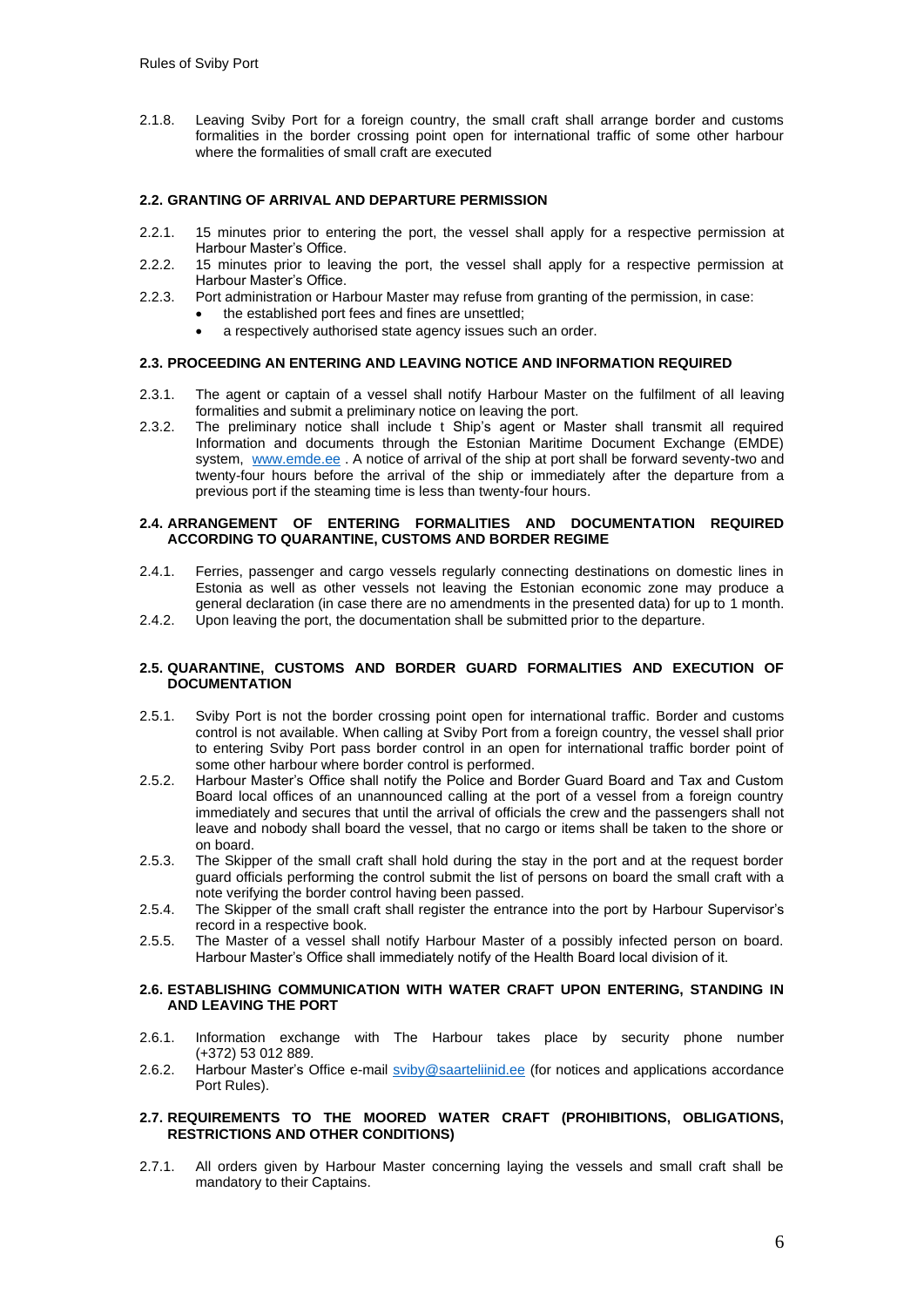2.1.8. Leaving Sviby Port for a foreign country, the small craft shall arrange border and customs formalities in the border crossing point open for international traffic of some other harbour where the formalities of small craft are executed

### 2.2. GRANTING OF ARRIVAL AND DEPARTURE PERMISSION

2.2.1. 15 minutes prior to entering the port, the vessel shall apply for a respective permission at Harbour Master's Office.

2.2.2. 15 minutes prior to leaving the port, the vessel shall apply for a respective permission at Harbour Master's Office.

2.2.3. Port administration or Harbour Master may refuse from granting of the permission, in case:

- the established port fees and fines are unsettled;
- a respectively authorised state agency issues such an order.

### 2.3. PROCEEDING AN ENTERING AND LEAVING NOTICE AND INFORMATION REQUIRED

2.3.1. The agent or captain of a vessel shall notify Harbour Master on the fulfilment of all leaving formalities and submit a preliminary notice on leaving the port.

2.3.2. The preliminary notice shall include t Ship's agent or Master shall transmit all required Information and documents through the Estonian Maritime Document Exchange (EMDE) system, www.emde.ee . A notice of arrival of the ship at port shall be forward seventy-two and twenty-four hours before the arrival of the ship or immediately after the departure from a previous port if the steaming time is less than twenty-four hours.

### 2.4. ARRANGEMENT OF ENTERING FORMALITIES AND DOCUMENTATION REQUIRED ACCORDING TO QUARANTINE, CUSTOMS AND BORDER REGIME

2.4.1. Ferries, passenger and cargo vessels regularly connecting destinations on domestic lines in Estonia as well as other vessels not leaving the Estonian economic zone may produce a general declaration (in case there are no amendments in the presented data) for up to 1 month.

2.4.2. Upon leaving the port, the documentation shall be submitted prior to the departure.

### 2.5. QUARANTINE, CUSTOMS AND BORDER GUARD FORMALITIES AND EXECUTION OF DOCUMENTATION

2.5.1. Sviby Port is not the border crossing point open for international traffic. Border and customs control is not available. When calling at Sviby Port from a foreign country, the vessel shall prior to entering Sviby Port pass border control in an open for international traffic border point of some other harbour where border control is performed.

2.5.2. Harbour Master's Office shall notify the Police and Border Guard Board and Tax and Custom Board local offices of an unannounced calling at the port of a vessel from a foreign country immediately and secures that until the arrival of officials the crew and the passengers shall not leave and nobody shall board the vessel, that no cargo or items shall be taken to the shore or on board.

2.5.3. The Skipper of the small craft shall hold during the stay in the port and at the request border guard officials performing the control submit the list of persons on board the small craft with a note verifying the border control having been passed.

2.5.4. The Skipper of the small craft shall register the entrance into the port by Harbour Supervisor's record in a respective book.

2.5.5. The Master of a vessel shall notify Harbour Master of a possibly infected person on board. Harbour Master's Office shall immediately notify of the Health Board local division of it.

### 2.6. ESTABLISHING COMMUNICATION WITH WATER CRAFT UPON ENTERING, STANDING IN AND LEAVING THE PORT

2.6.1. Information exchange with The Harbour takes place by security phone number (+372) 53 012 889.

2.6.2. Harbour Master's Office e-mail sviby@saarteliinid.ee (for notices and applications accordance Port Rules).

### 2.7. REQUIREMENTS TO THE MOORED WATER CRAFT (PROHIBITIONS, OBLIGATIONS, RESTRICTIONS AND OTHER CONDITIONS)

2.7.1. All orders given by Harbour Master concerning laying the vessels and small craft shall be mandatory to their Captains.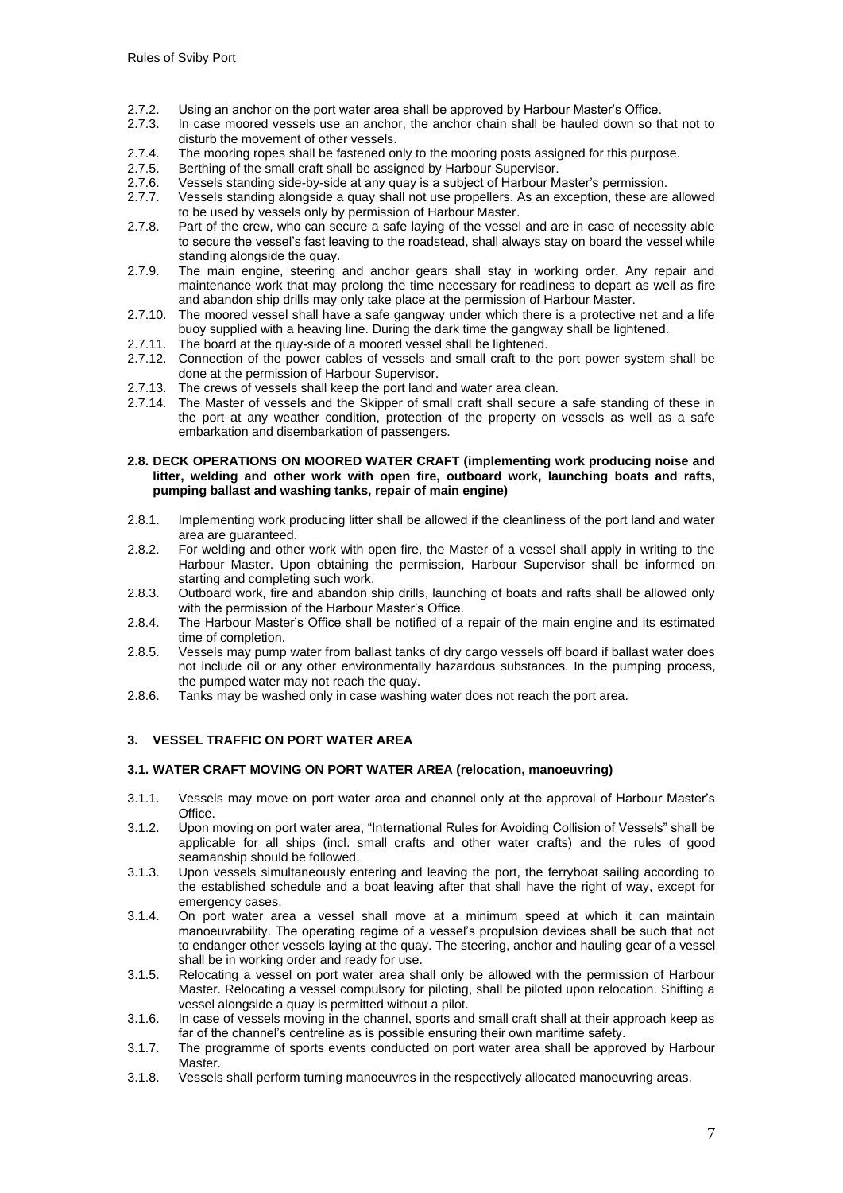2.7.2. Using an anchor on the port water area shall be approved by Harbour Master's Office.

2.7.3. In case moored vessels use an anchor, the anchor chain shall be hauled down so that not to disturb the movement of other vessels.

2.7.4. The mooring ropes shall be fastened only to the mooring posts assigned for this purpose.

2.7.5. Berthing of the small craft shall be assigned by Harbour Supervisor.

2.7.6. Vessels standing side-by-side at any quay is a subject of Harbour Master's permission.

2.7.7. Vessels standing alongside a quay shall not use propellers. As an exception, these are allowed to be used by vessels only by permission of Harbour Master.

2.7.8. Part of the crew, who can secure a safe laying of the vessel and are in case of necessity able to secure the vessel's fast leaving to the roadstead, shall always stay on board the vessel while standing alongside the quay.

2.7.9. The main engine, steering and anchor gears shall stay in working order. Any repair and maintenance work that may prolong the time necessary for readiness to depart as well as fire and abandon ship drills may only take place at the permission of Harbour Master.

2.7.10. The moored vessel shall have a safe gangway under which there is a protective net and a life buoy supplied with a heaving line. During the dark time the gangway shall be lightened.

2.7.11. The board at the quay-side of a moored vessel shall be lightened.

2.7.12. Connection of the power cables of vessels and small craft to the port power system shall be done at the permission of Harbour Supervisor.

2.7.13. The crews of vessels shall keep the port land and water area clean.

2.7.14. The Master of vessels and the Skipper of small craft shall secure a safe standing of these in the port at any weather condition, protection of the property on vessels as well as a safe embarkation and disembarkation of passengers.

### 2.8. DECK OPERATIONS ON MOORED WATER CRAFT (implementing work producing noise and litter, welding and other work with open fire, outboard work, launching boats and rafts, pumping ballast and washing tanks, repair of main engine)

2.8.1. Implementing work producing litter shall be allowed if the cleanliness of the port land and water area are guaranteed.

2.8.2. For welding and other work with open fire, the Master of a vessel shall apply in writing to the Harbour Master. Upon obtaining the permission, Harbour Supervisor shall be informed on starting and completing such work.

2.8.3. Outboard work, fire and abandon ship drills, launching of boats and rafts shall be allowed only with the permission of the Harbour Master's Office.

2.8.4. The Harbour Master's Office shall be notified of a repair of the main engine and its estimated time of completion.

2.8.5. Vessels may pump water from ballast tanks of dry cargo vessels off board if ballast water does not include oil or any other environmentally hazardous substances. In the pumping process, the pumped water may not reach the quay.

2.8.6. Tanks may be washed only in case washing water does not reach the port area.

## 3. VESSEL TRAFFIC ON PORT WATER AREA

### 3.1. WATER CRAFT MOVING ON PORT WATER AREA (relocation, manoeuvring)

3.1.1. Vessels may move on port water area and channel only at the approval of Harbour Master's Office.

3.1.2. Upon moving on port water area, "International Rules for Avoiding Collision of Vessels" shall be applicable for all ships (incl. small crafts and other water crafts) and the rules of good seamanship should be followed.

3.1.3. Upon vessels simultaneously entering and leaving the port, the ferryboat sailing according to the established schedule and a boat leaving after that shall have the right of way, except for emergency cases.

3.1.4. On port water area a vessel shall move at a minimum speed at which it can maintain manoeuvrability. The operating regime of a vessel's propulsion devices shall be such that not to endanger other vessels laying at the quay. The steering, anchor and hauling gear of a vessel shall be in working order and ready for use.

3.1.5. Relocating a vessel on port water area shall only be allowed with the permission of Harbour Master. Relocating a vessel compulsory for piloting, shall be piloted upon relocation. Shifting a vessel alongside a quay is permitted without a pilot.

3.1.6. In case of vessels moving in the channel, sports and small craft shall at their approach keep as far of the channel's centreline as is possible ensuring their own maritime safety.

3.1.7. The programme of sports events conducted on port water area shall be approved by Harbour Master.

3.1.8. Vessels shall perform turning manoeuvres in the respectively allocated manoeuvring areas.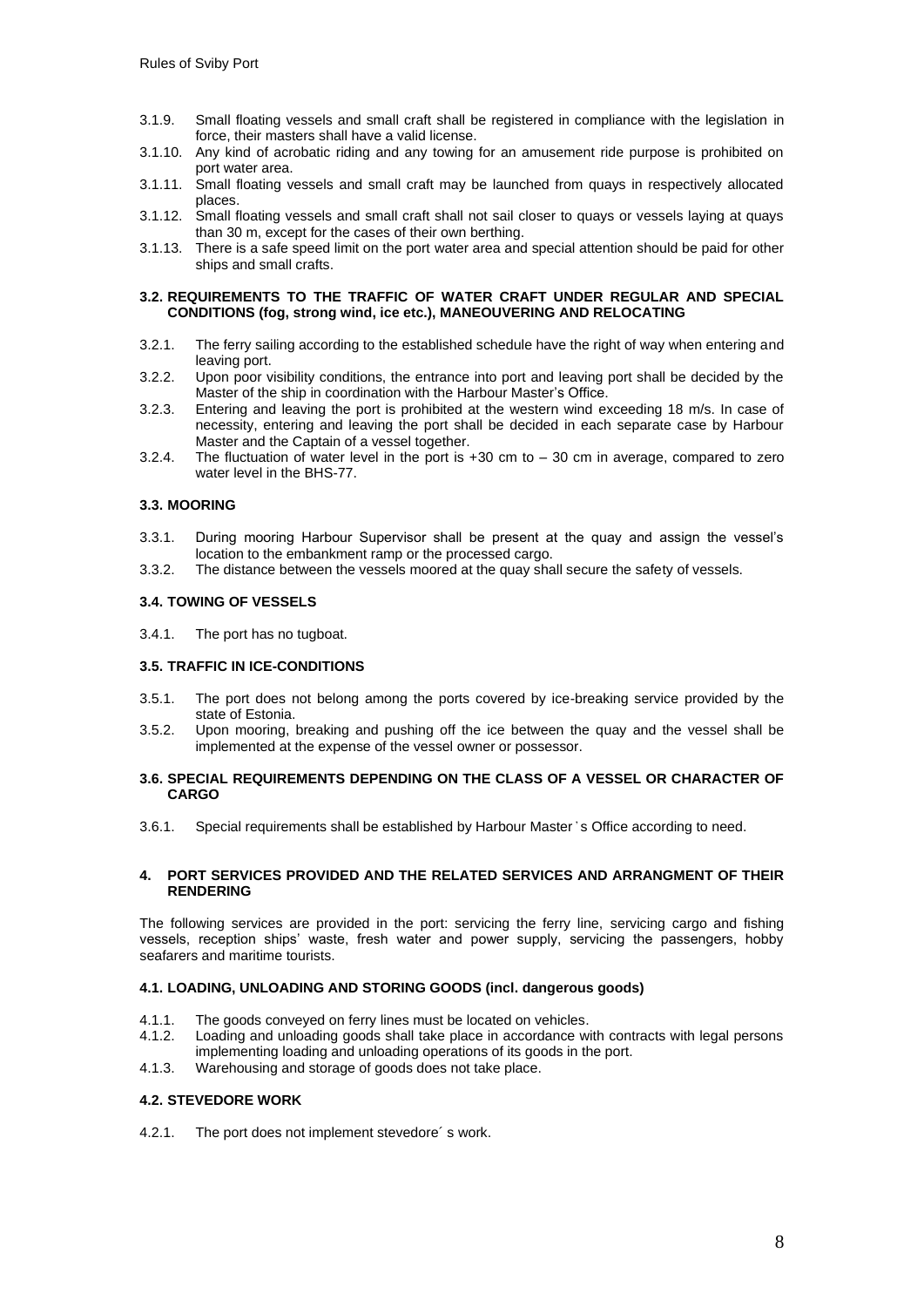3.1.9. Small floating vessels and small craft shall be registered in compliance with the legislation in force, their masters shall have a valid license.

3.1.10. Any kind of acrobatic riding and any towing for an amusement ride purpose is prohibited on port water area.

3.1.11. Small floating vessels and small craft may be launched from quays in respectively allocated places.

3.1.12. Small floating vessels and small craft shall not sail closer to quays or vessels laying at quays than 30 m, except for the cases of their own berthing.

3.1.13. There is a safe speed limit on the port water area and special attention should be paid for other ships and small crafts.

### 3.2. REQUIREMENTS TO THE TRAFFIC OF WATER CRAFT UNDER REGULAR AND SPECIAL CONDITIONS (fog, strong wind, ice etc.), MANEOUVERING AND RELOCATING

3.2.1. The ferry sailing according to the established schedule have the right of way when entering and leaving port.

3.2.2. Upon poor visibility conditions, the entrance into port and leaving port shall be decided by the Master of the ship in coordination with the Harbour Master's Office.

3.2.3. Entering and leaving the port is prohibited at the western wind exceeding 18 m/s. In case of necessity, entering and leaving the port shall be decided in each separate case by Harbour Master and the Captain of a vessel together.

3.2.4. The fluctuation of water level in the port is +30 cm to – 30 cm in average, compared to zero water level in the BHS-77.

### 3.3. MOORING

3.3.1. During mooring Harbour Supervisor shall be present at the quay and assign the vessel's location to the embankment ramp or the processed cargo.

3.3.2. The distance between the vessels moored at the quay shall secure the safety of vessels.

### 3.4. TOWING OF VESSELS

3.4.1. The port has no tugboat.

### 3.5. TRAFFIC IN ICE-CONDITIONS

3.5.1. The port does not belong among the ports covered by ice-breaking service provided by the state of Estonia.

3.5.2. Upon mooring, breaking and pushing off the ice between the quay and the vessel shall be implemented at the expense of the vessel owner or possessor.

### 3.6. SPECIAL REQUIREMENTS DEPENDING ON THE CLASS OF A VESSEL OR CHARACTER OF CARGO

3.6.1. Special requirements shall be established by Harbour Master˙s Office according to need.

## 4. PORT SERVICES PROVIDED AND THE RELATED SERVICES AND ARRANGMENT OF THEIR RENDERING

The following services are provided in the port: servicing the ferry line, servicing cargo and fishing vessels, reception ships' waste, fresh water and power supply, servicing the passengers, hobby seafarers and maritime tourists.

### 4.1. LOADING, UNLOADING AND STORING GOODS (incl. dangerous goods)

4.1.1. The goods conveyed on ferry lines must be located on vehicles.

4.1.2. Loading and unloading goods shall take place in accordance with contracts with legal persons implementing loading and unloading operations of its goods in the port.

4.1.3. Warehousing and storage of goods does not take place.

### 4.2. STEVEDORE WORK

4.2.1. The port does not implement stevedore´ s work.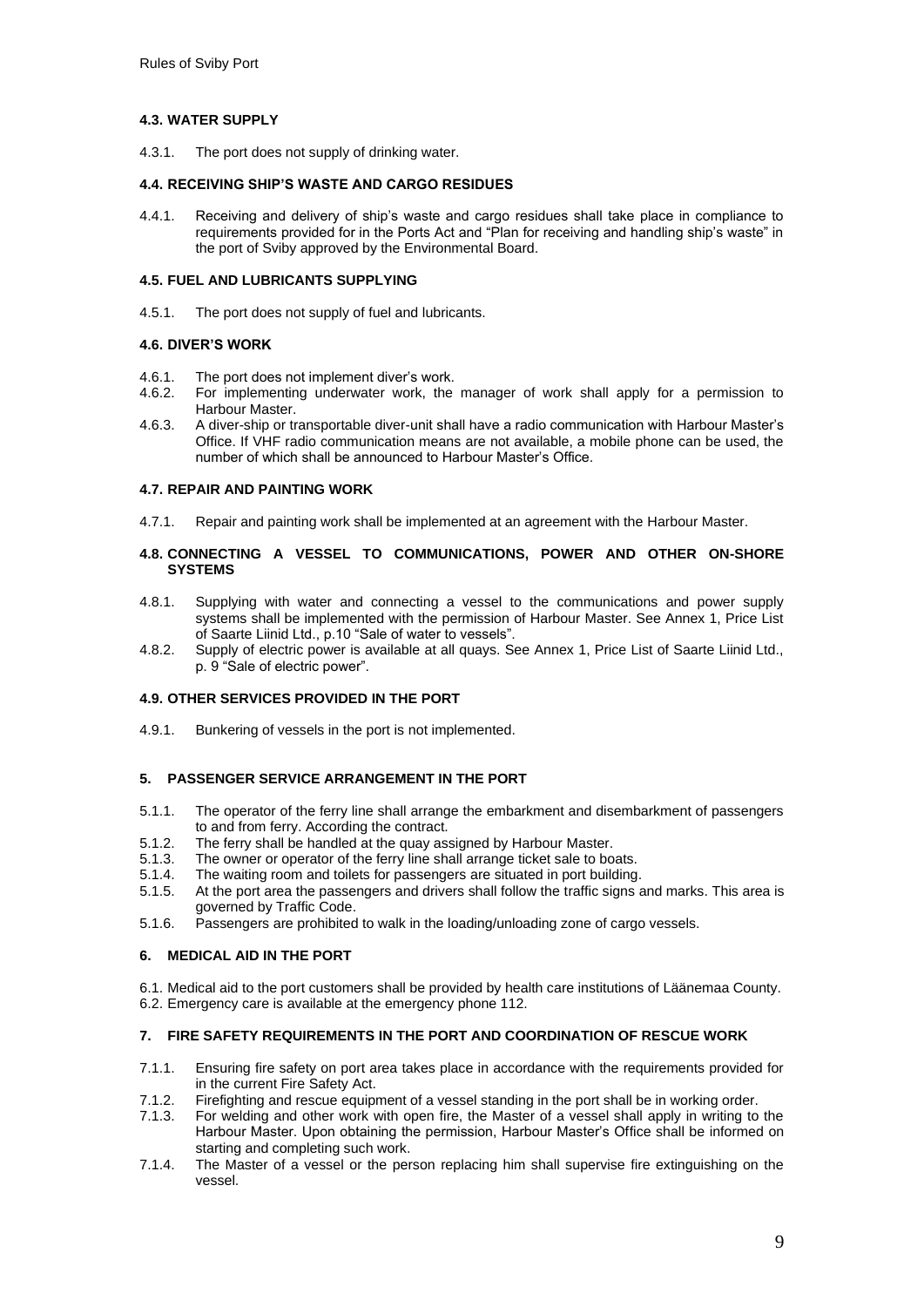### 4.3. WATER SUPPLY

4.3.1. The port does not supply of drinking water.

### 4.4. RECEIVING SHIP'S WASTE AND CARGO RESIDUES

4.4.1. Receiving and delivery of ship's waste and cargo residues shall take place in compliance to requirements provided for in the Ports Act and "Plan for receiving and handling ship's waste" in the port of Sviby approved by the Environmental Board.

### 4.5. FUEL AND LUBRICANTS SUPPLYING

4.5.1. The port does not supply of fuel and lubricants.

### 4.6. DIVER'S WORK

4.6.1. The port does not implement diver's work.
4.6.2. For implementing underwater work, the manager of work shall apply for a permission to Harbour Master.
4.6.3. A diver-ship or transportable diver-unit shall have a radio communication with Harbour Master's Office. If VHF radio communication means are not available, a mobile phone can be used, the number of which shall be announced to Harbour Master's Office.

### 4.7. REPAIR AND PAINTING WORK

4.7.1. Repair and painting work shall be implemented at an agreement with the Harbour Master.

### 4.8. CONNECTING A VESSEL TO COMMUNICATIONS, POWER AND OTHER ON-SHORE SYSTEMS

4.8.1. Supplying with water and connecting a vessel to the communications and power supply systems shall be implemented with the permission of Harbour Master. See Annex 1, Price List of Saarte Liinid Ltd., p.10 "Sale of water to vessels".
4.8.2. Supply of electric power is available at all quays. See Annex 1, Price List of Saarte Liinid Ltd., p. 9 "Sale of electric power".

### 4.9. OTHER SERVICES PROVIDED IN THE PORT

4.9.1. Bunkering of vessels in the port is not implemented.

## 5. PASSENGER SERVICE ARRANGEMENT IN THE PORT

5.1.1. The operator of the ferry line shall arrange the embarkment and disembarkment of passengers to and from ferry. According the contract.
5.1.2. The ferry shall be handled at the quay assigned by Harbour Master.
5.1.3. The owner or operator of the ferry line shall arrange ticket sale to boats.
5.1.4. The waiting room and toilets for passengers are situated in port building.
5.1.5. At the port area the passengers and drivers shall follow the traffic signs and marks. This area is governed by Traffic Code.
5.1.6. Passengers are prohibited to walk in the loading/unloading zone of cargo vessels.

## 6. MEDICAL AID IN THE PORT

6.1. Medical aid to the port customers shall be provided by health care institutions of Läänemaa County.
6.2. Emergency care is available at the emergency phone 112.

## 7. FIRE SAFETY REQUIREMENTS IN THE PORT AND COORDINATION OF RESCUE WORK

7.1.1. Ensuring fire safety on port area takes place in accordance with the requirements provided for in the current Fire Safety Act.
7.1.2. Firefighting and rescue equipment of a vessel standing in the port shall be in working order.
7.1.3. For welding and other work with open fire, the Master of a vessel shall apply in writing to the Harbour Master. Upon obtaining the permission, Harbour Master's Office shall be informed on starting and completing such work.
7.1.4. The Master of a vessel or the person replacing him shall supervise fire extinguishing on the vessel.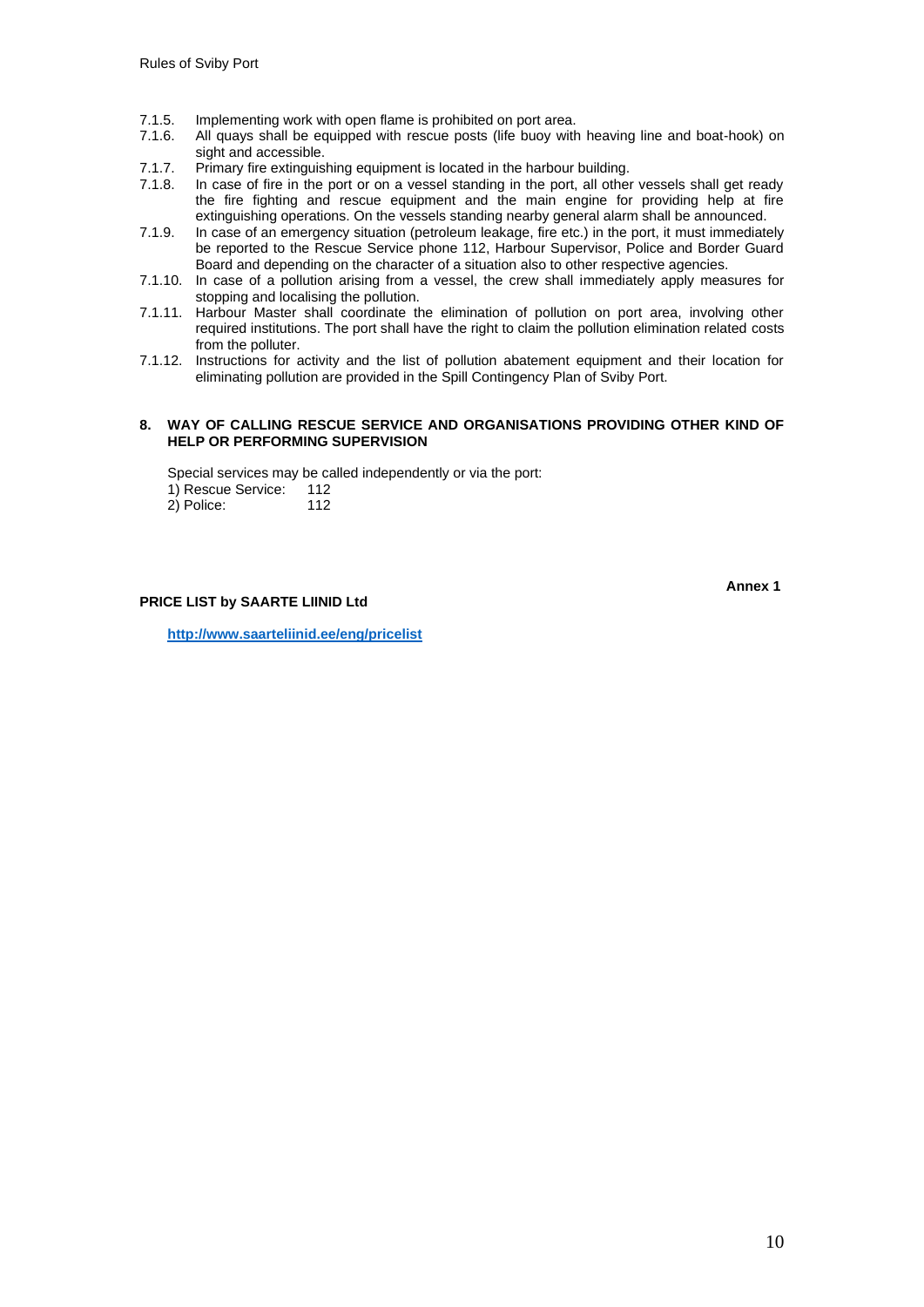7.1.5. Implementing work with open flame is prohibited on port area.

7.1.6. All quays shall be equipped with rescue posts (life buoy with heaving line and boat-hook) on sight and accessible.

7.1.7. Primary fire extinguishing equipment is located in the harbour building.

7.1.8. In case of fire in the port or on a vessel standing in the port, all other vessels shall get ready the fire fighting and rescue equipment and the main engine for providing help at fire extinguishing operations. On the vessels standing nearby general alarm shall be announced.

7.1.9. In case of an emergency situation (petroleum leakage, fire etc.) in the port, it must immediately be reported to the Rescue Service phone 112, Harbour Supervisor, Police and Border Guard Board and depending on the character of a situation also to other respective agencies.

7.1.10. In case of a pollution arising from a vessel, the crew shall immediately apply measures for stopping and localising the pollution.

7.1.11. Harbour Master shall coordinate the elimination of pollution on port area, involving other required institutions. The port shall have the right to claim the pollution elimination related costs from the polluter.

7.1.12. Instructions for activity and the list of pollution abatement equipment and their location for eliminating pollution are provided in the Spill Contingency Plan of Sviby Port.

## 8. WAY OF CALLING RESCUE SERVICE AND ORGANISATIONS PROVIDING OTHER KIND OF HELP OR PERFORMING SUPERVISION

Special services may be called independently or via the port:

1) Rescue Service: 112
2) Police: 112

**Annex 1**

**PRICE LIST by SAARTE LIINID Ltd**

**http://www.saarteliinid.ee/eng/pricelist**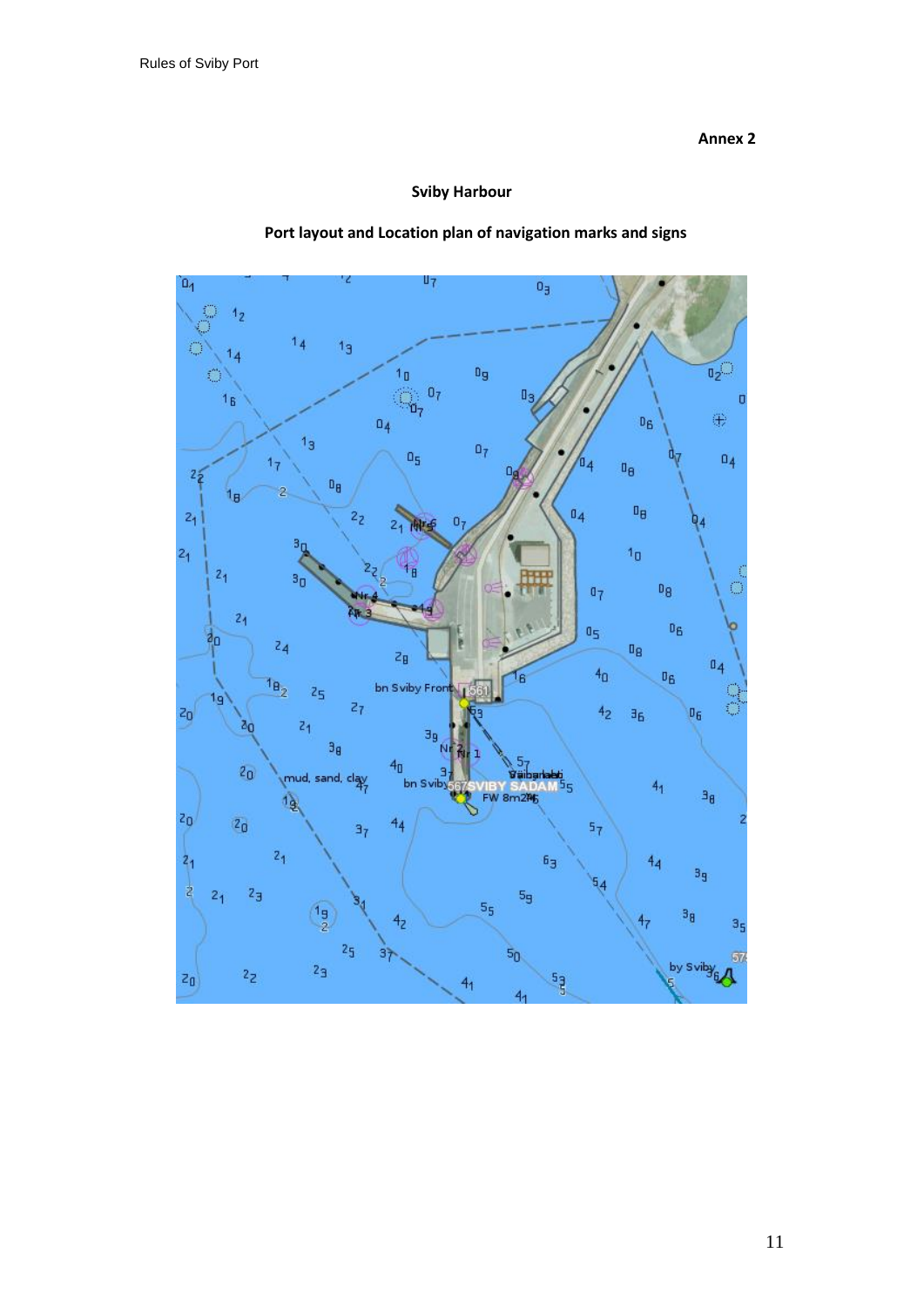**Annex 2**

**Sviby Harbour**

**Port layout and Location plan of navigation marks and signs**